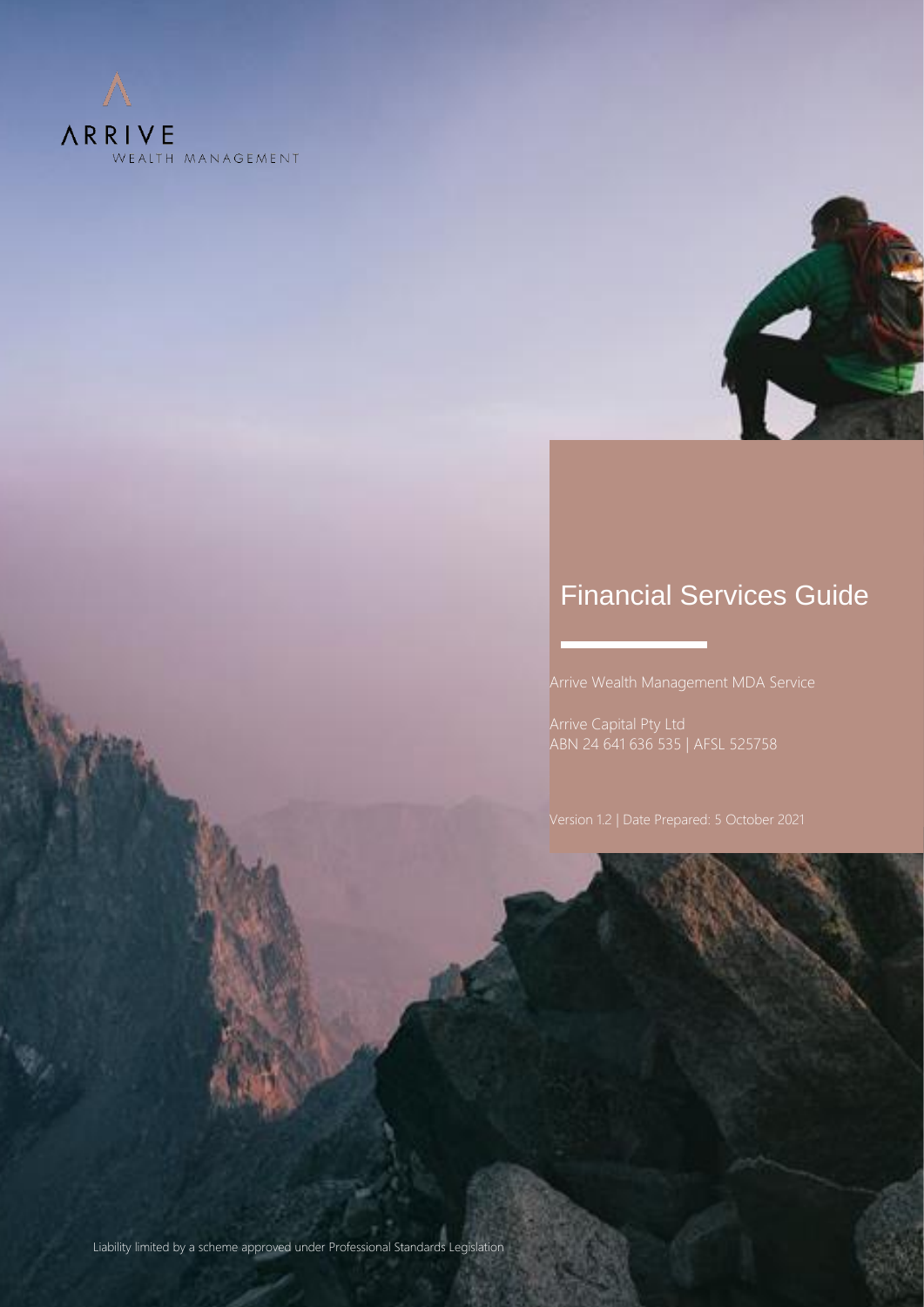ARRIVE
WEALTH MANAGEMENT

# Financial Services Guide

Arrive Wealth Management MDA Service

Arrive Capital Pty Ltd
ABN 24 641 636 535 | AFSL 525758

Version 1.2 | Date Prepared: 5 October 2021

Liability limited by a scheme approved under Professional Standards Legislation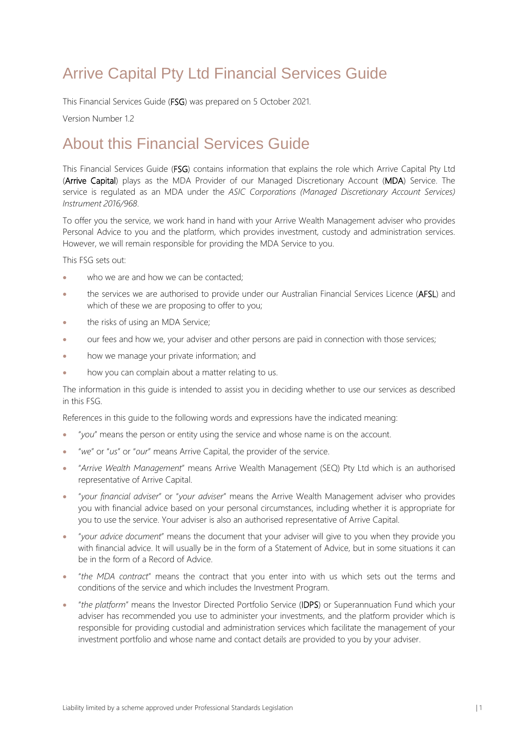# Arrive Capital Pty Ltd Financial Services Guide

This Financial Services Guide (**FSG**) was prepared on 5 October 2021.

Version Number 1.2

# About this Financial Services Guide

This Financial Services Guide (**FSG**) contains information that explains the role which Arrive Capital Pty Ltd (**Arrive Capital**) plays as the MDA Provider of our Managed Discretionary Account (**MDA**) Service. The service is regulated as an MDA under the *ASIC Corporations (Managed Discretionary Account Services) Instrument 2016/968*.

To offer you the service, we work hand in hand with your Arrive Wealth Management adviser who provides Personal Advice to you and the platform, which provides investment, custody and administration services. However, we will remain responsible for providing the MDA Service to you.

This FSG sets out:

- who we are and how we can be contacted;
- the services we are authorised to provide under our Australian Financial Services Licence (**AFSL**) and which of these we are proposing to offer to you;
- the risks of using an MDA Service;
- our fees and how we, your adviser and other persons are paid in connection with those services;
- how we manage your private information; and
- how you can complain about a matter relating to us.

The information in this guide is intended to assist you in deciding whether to use our services as described in this FSG.

References in this guide to the following words and expressions have the indicated meaning:

- "*you*" means the person or entity using the service and whose name is on the account.
- "*we*" or "*us*" or "*our*" means Arrive Capital, the provider of the service.
- "*Arrive Wealth Management*" means Arrive Wealth Management (SEQ) Pty Ltd which is an authorised representative of Arrive Capital.
- "*your financial adviser*" or "*your adviser*" means the Arrive Wealth Management adviser who provides you with financial advice based on your personal circumstances, including whether it is appropriate for you to use the service. Your adviser is also an authorised representative of Arrive Capital.
- "*your advice document*" means the document that your adviser will give to you when they provide you with financial advice. It will usually be in the form of a Statement of Advice, but in some situations it can be in the form of a Record of Advice.
- "*the MDA contract*" means the contract that you enter into with us which sets out the terms and conditions of the service and which includes the Investment Program.
- "*the platform*" means the Investor Directed Portfolio Service (**IDPS**) or Superannuation Fund which your adviser has recommended you use to administer your investments, and the platform provider which is responsible for providing custodial and administration services which facilitate the management of your investment portfolio and whose name and contact details are provided to you by your adviser.

Liability limited by a scheme approved under Professional Standards Legislation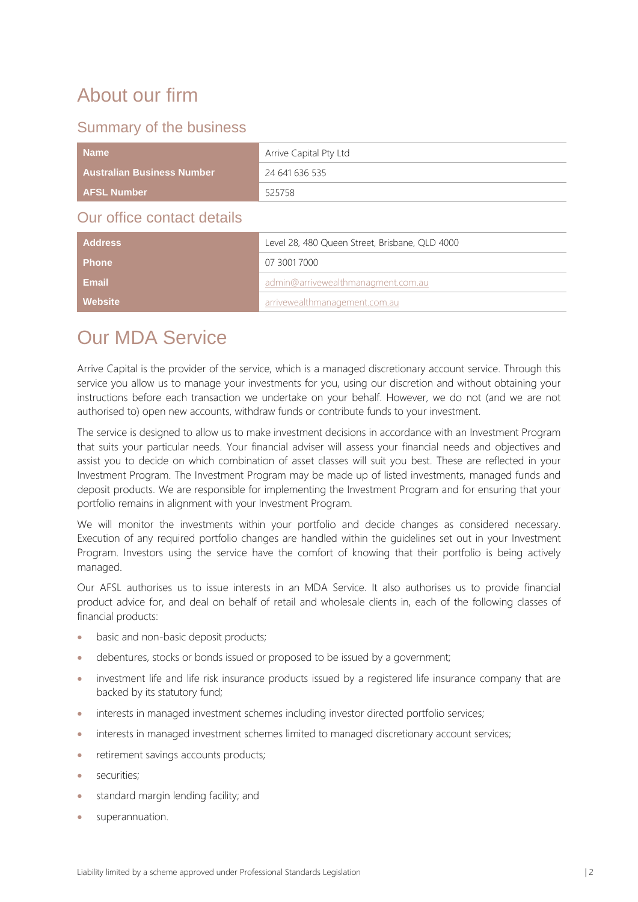# About our firm

## Summary of the business

| Name | Arrive Capital Pty Ltd |
|---|---|
| Australian Business Number | 24 641 636 535 |
| AFSL Number | 525758 |

## Our office contact details

| Address | Level 28, 480 Queen Street, Brisbane, QLD 4000 |
|---|---|
| Phone | 07 3001 7000 |
| Email | admin@arrivewealthmanagment.com.au |
| Website | arrivewealthmanagement.com.au |

# Our MDA Service

Arrive Capital is the provider of the service, which is a managed discretionary account service. Through this service you allow us to manage your investments for you, using our discretion and without obtaining your instructions before each transaction we undertake on your behalf. However, we do not (and we are not authorised to) open new accounts, withdraw funds or contribute funds to your investment.

The service is designed to allow us to make investment decisions in accordance with an Investment Program that suits your particular needs. Your financial adviser will assess your financial needs and objectives and assist you to decide on which combination of asset classes will suit you best. These are reflected in your Investment Program. The Investment Program may be made up of listed investments, managed funds and deposit products. We are responsible for implementing the Investment Program and for ensuring that your portfolio remains in alignment with your Investment Program.

We will monitor the investments within your portfolio and decide changes as considered necessary. Execution of any required portfolio changes are handled within the guidelines set out in your Investment Program. Investors using the service have the comfort of knowing that their portfolio is being actively managed.

Our AFSL authorises us to issue interests in an MDA Service. It also authorises us to provide financial product advice for, and deal on behalf of retail and wholesale clients in, each of the following classes of financial products:

- basic and non-basic deposit products;
- debentures, stocks or bonds issued or proposed to be issued by a government;
- investment life and life risk insurance products issued by a registered life insurance company that are backed by its statutory fund;
- interests in managed investment schemes including investor directed portfolio services;
- interests in managed investment schemes limited to managed discretionary account services;
- retirement savings accounts products;
- securities;
- standard margin lending facility; and
- superannuation.

Liability limited by a scheme approved under Professional Standards Legislation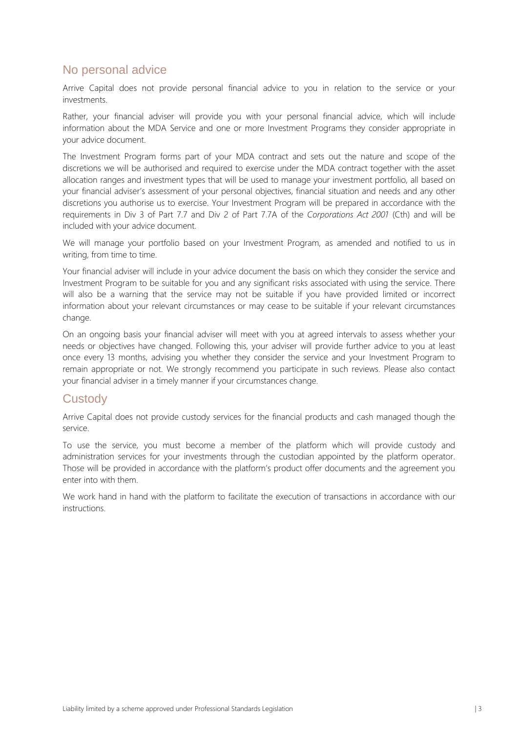## No personal advice

Arrive Capital does not provide personal financial advice to you in relation to the service or your investments.

Rather, your financial adviser will provide you with your personal financial advice, which will include information about the MDA Service and one or more Investment Programs they consider appropriate in your advice document.

The Investment Program forms part of your MDA contract and sets out the nature and scope of the discretions we will be authorised and required to exercise under the MDA contract together with the asset allocation ranges and investment types that will be used to manage your investment portfolio, all based on your financial adviser's assessment of your personal objectives, financial situation and needs and any other discretions you authorise us to exercise. Your Investment Program will be prepared in accordance with the requirements in Div 3 of Part 7.7 and Div 2 of Part 7.7A of the *Corporations Act 2001* (Cth) and will be included with your advice document.

We will manage your portfolio based on your Investment Program, as amended and notified to us in writing, from time to time.

Your financial adviser will include in your advice document the basis on which they consider the service and Investment Program to be suitable for you and any significant risks associated with using the service. There will also be a warning that the service may not be suitable if you have provided limited or incorrect information about your relevant circumstances or may cease to be suitable if your relevant circumstances change.

On an ongoing basis your financial adviser will meet with you at agreed intervals to assess whether your needs or objectives have changed. Following this, your adviser will provide further advice to you at least once every 13 months, advising you whether they consider the service and your Investment Program to remain appropriate or not. We strongly recommend you participate in such reviews. Please also contact your financial adviser in a timely manner if your circumstances change.

## Custody

Arrive Capital does not provide custody services for the financial products and cash managed though the service.

To use the service, you must become a member of the platform which will provide custody and administration services for your investments through the custodian appointed by the platform operator. Those will be provided in accordance with the platform's product offer documents and the agreement you enter into with them.

We work hand in hand with the platform to facilitate the execution of transactions in accordance with our instructions.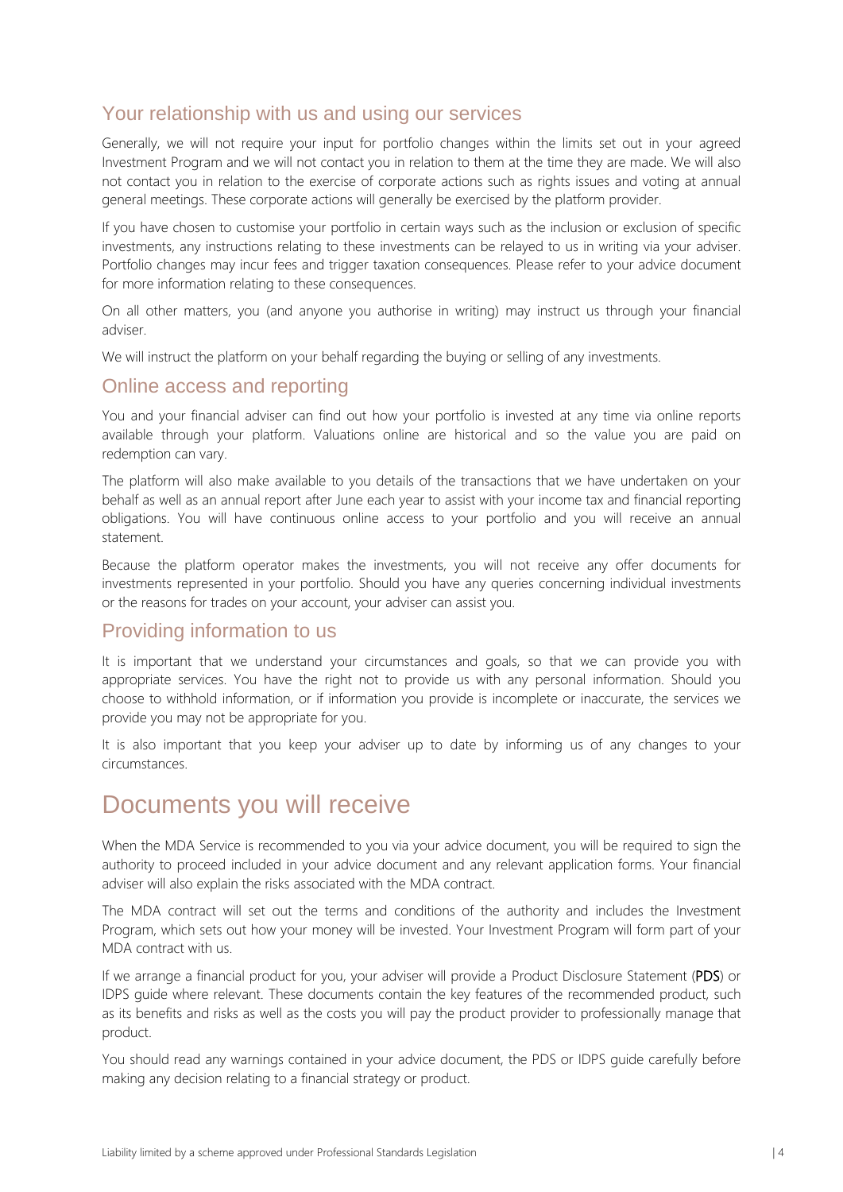## Your relationship with us and using our services

Generally, we will not require your input for portfolio changes within the limits set out in your agreed Investment Program and we will not contact you in relation to them at the time they are made. We will also not contact you in relation to the exercise of corporate actions such as rights issues and voting at annual general meetings. These corporate actions will generally be exercised by the platform provider.

If you have chosen to customise your portfolio in certain ways such as the inclusion or exclusion of specific investments, any instructions relating to these investments can be relayed to us in writing via your adviser. Portfolio changes may incur fees and trigger taxation consequences. Please refer to your advice document for more information relating to these consequences.

On all other matters, you (and anyone you authorise in writing) may instruct us through your financial adviser.

We will instruct the platform on your behalf regarding the buying or selling of any investments.

## Online access and reporting

You and your financial adviser can find out how your portfolio is invested at any time via online reports available through your platform. Valuations online are historical and so the value you are paid on redemption can vary.

The platform will also make available to you details of the transactions that we have undertaken on your behalf as well as an annual report after June each year to assist with your income tax and financial reporting obligations. You will have continuous online access to your portfolio and you will receive an annual statement.

Because the platform operator makes the investments, you will not receive any offer documents for investments represented in your portfolio. Should you have any queries concerning individual investments or the reasons for trades on your account, your adviser can assist you.

## Providing information to us

It is important that we understand your circumstances and goals, so that we can provide you with appropriate services. You have the right not to provide us with any personal information. Should you choose to withhold information, or if information you provide is incomplete or inaccurate, the services we provide you may not be appropriate for you.

It is also important that you keep your adviser up to date by informing us of any changes to your circumstances.

# Documents you will receive

When the MDA Service is recommended to you via your advice document, you will be required to sign the authority to proceed included in your advice document and any relevant application forms. Your financial adviser will also explain the risks associated with the MDA contract.

The MDA contract will set out the terms and conditions of the authority and includes the Investment Program, which sets out how your money will be invested. Your Investment Program will form part of your MDA contract with us.

If we arrange a financial product for you, your adviser will provide a Product Disclosure Statement (**PDS**) or IDPS guide where relevant. These documents contain the key features of the recommended product, such as its benefits and risks as well as the costs you will pay the product provider to professionally manage that product.

You should read any warnings contained in your advice document, the PDS or IDPS guide carefully before making any decision relating to a financial strategy or product.

Liability limited by a scheme approved under Professional Standards Legislation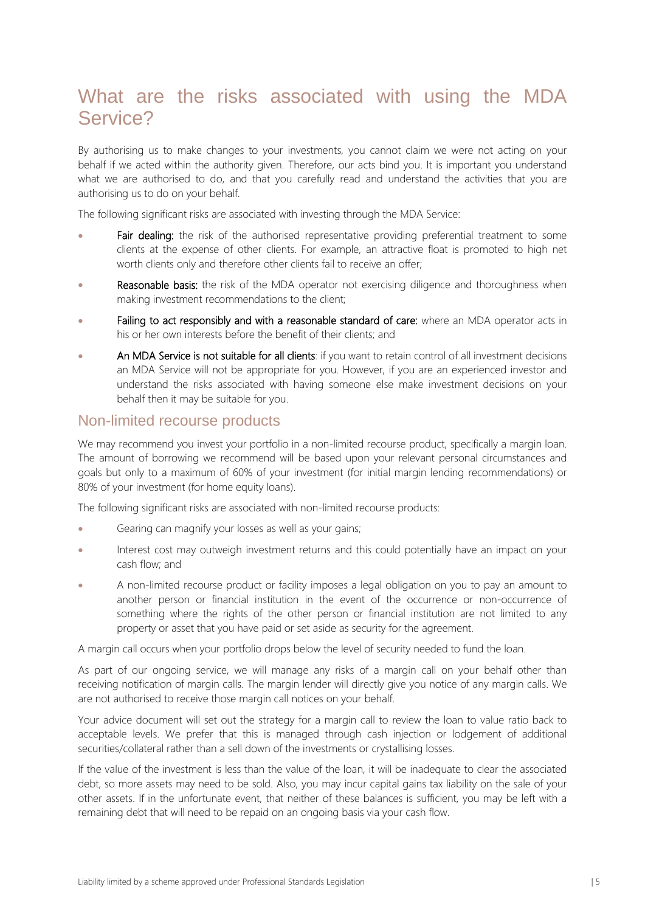# What are the risks associated with using the MDA Service?

By authorising us to make changes to your investments, you cannot claim we were not acting on your behalf if we acted within the authority given. Therefore, our acts bind you. It is important you understand what we are authorised to do, and that you carefully read and understand the activities that you are authorising us to do on your behalf.

The following significant risks are associated with investing through the MDA Service:

- **Fair dealing:** the risk of the authorised representative providing preferential treatment to some clients at the expense of other clients. For example, an attractive float is promoted to high net worth clients only and therefore other clients fail to receive an offer;
- **Reasonable basis:** the risk of the MDA operator not exercising diligence and thoroughness when making investment recommendations to the client;
- **Failing to act responsibly and with a reasonable standard of care:** where an MDA operator acts in his or her own interests before the benefit of their clients; and
- **An MDA Service is not suitable for all clients**: if you want to retain control of all investment decisions an MDA Service will not be appropriate for you. However, if you are an experienced investor and understand the risks associated with having someone else make investment decisions on your behalf then it may be suitable for you.

## Non-limited recourse products

We may recommend you invest your portfolio in a non-limited recourse product, specifically a margin loan. The amount of borrowing we recommend will be based upon your relevant personal circumstances and goals but only to a maximum of 60% of your investment (for initial margin lending recommendations) or 80% of your investment (for home equity loans).

The following significant risks are associated with non-limited recourse products:

- Gearing can magnify your losses as well as your gains;
- Interest cost may outweigh investment returns and this could potentially have an impact on your cash flow; and
- A non-limited recourse product or facility imposes a legal obligation on you to pay an amount to another person or financial institution in the event of the occurrence or non-occurrence of something where the rights of the other person or financial institution are not limited to any property or asset that you have paid or set aside as security for the agreement.

A margin call occurs when your portfolio drops below the level of security needed to fund the loan.

As part of our ongoing service, we will manage any risks of a margin call on your behalf other than receiving notification of margin calls. The margin lender will directly give you notice of any margin calls. We are not authorised to receive those margin call notices on your behalf.

Your advice document will set out the strategy for a margin call to review the loan to value ratio back to acceptable levels. We prefer that this is managed through cash injection or lodgement of additional securities/collateral rather than a sell down of the investments or crystallising losses.

If the value of the investment is less than the value of the loan, it will be inadequate to clear the associated debt, so more assets may need to be sold. Also, you may incur capital gains tax liability on the sale of your other assets. If in the unfortunate event, that neither of these balances is sufficient, you may be left with a remaining debt that will need to be repaid on an ongoing basis via your cash flow.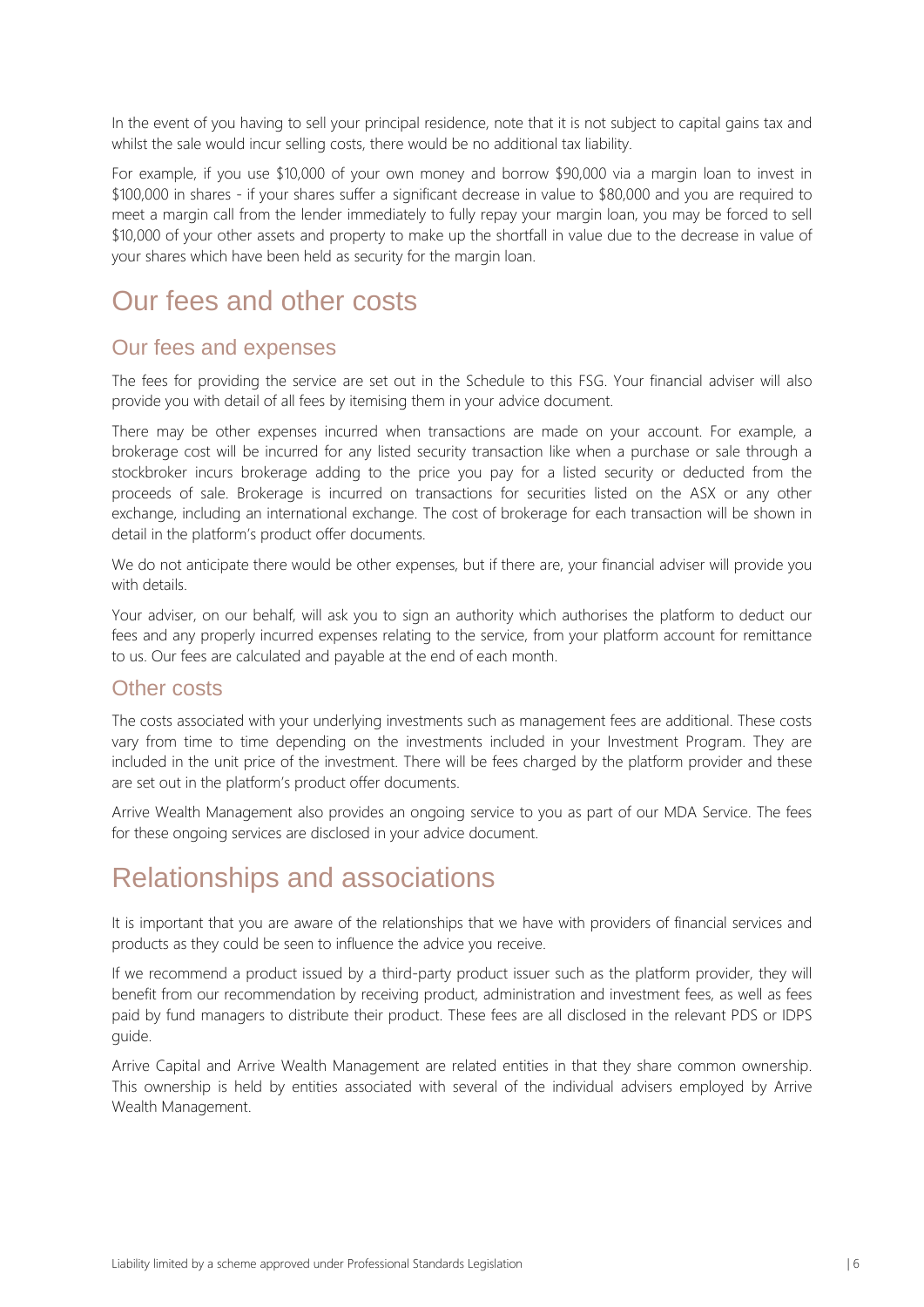In the event of you having to sell your principal residence, note that it is not subject to capital gains tax and whilst the sale would incur selling costs, there would be no additional tax liability.

For example, if you use $10,000 of your own money and borrow $90,000 via a margin loan to invest in $100,000 in shares - if your shares suffer a significant decrease in value to $80,000 and you are required to meet a margin call from the lender immediately to fully repay your margin loan, you may be forced to sell $10,000 of your other assets and property to make up the shortfall in value due to the decrease in value of your shares which have been held as security for the margin loan.

# Our fees and other costs

## Our fees and expenses

The fees for providing the service are set out in the Schedule to this FSG. Your financial adviser will also provide you with detail of all fees by itemising them in your advice document.

There may be other expenses incurred when transactions are made on your account. For example, a brokerage cost will be incurred for any listed security transaction like when a purchase or sale through a stockbroker incurs brokerage adding to the price you pay for a listed security or deducted from the proceeds of sale. Brokerage is incurred on transactions for securities listed on the ASX or any other exchange, including an international exchange. The cost of brokerage for each transaction will be shown in detail in the platform's product offer documents.

We do not anticipate there would be other expenses, but if there are, your financial adviser will provide you with details.

Your adviser, on our behalf, will ask you to sign an authority which authorises the platform to deduct our fees and any properly incurred expenses relating to the service, from your platform account for remittance to us. Our fees are calculated and payable at the end of each month.

## Other costs

The costs associated with your underlying investments such as management fees are additional. These costs vary from time to time depending on the investments included in your Investment Program. They are included in the unit price of the investment. There will be fees charged by the platform provider and these are set out in the platform's product offer documents.

Arrive Wealth Management also provides an ongoing service to you as part of our MDA Service. The fees for these ongoing services are disclosed in your advice document.

# Relationships and associations

It is important that you are aware of the relationships that we have with providers of financial services and products as they could be seen to influence the advice you receive.

If we recommend a product issued by a third-party product issuer such as the platform provider, they will benefit from our recommendation by receiving product, administration and investment fees, as well as fees paid by fund managers to distribute their product. These fees are all disclosed in the relevant PDS or IDPS guide.

Arrive Capital and Arrive Wealth Management are related entities in that they share common ownership. This ownership is held by entities associated with several of the individual advisers employed by Arrive Wealth Management.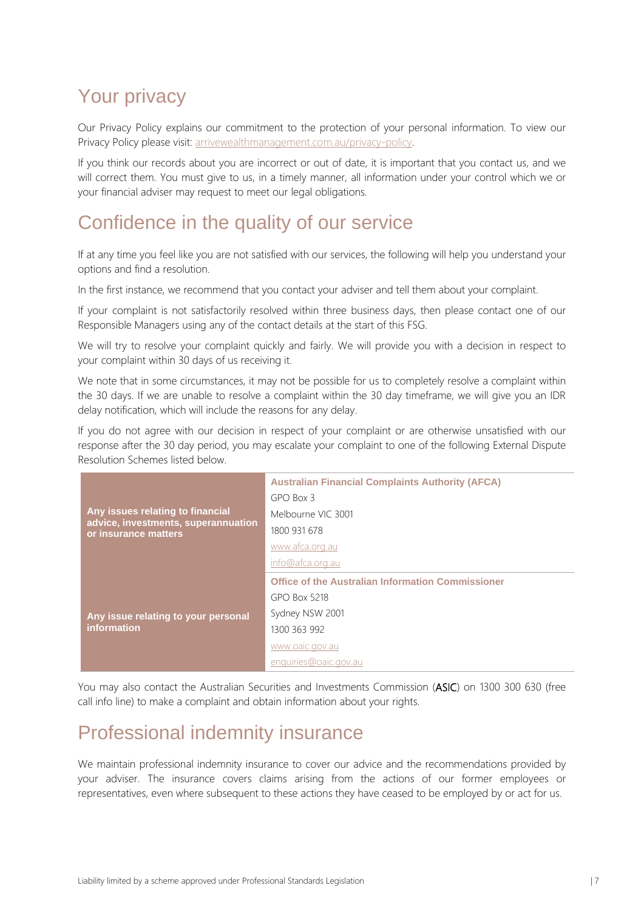## Your privacy

Our Privacy Policy explains our commitment to the protection of your personal information. To view our Privacy Policy please visit: arrivewealthmanagement.com.au/privacy-policy.

If you think our records about you are incorrect or out of date, it is important that you contact us, and we will correct them. You must give to us, in a timely manner, all information under your control which we or your financial adviser may request to meet our legal obligations.

## Confidence in the quality of our service

If at any time you feel like you are not satisfied with our services, the following will help you understand your options and find a resolution.

In the first instance, we recommend that you contact your adviser and tell them about your complaint.

If your complaint is not satisfactorily resolved within three business days, then please contact one of our Responsible Managers using any of the contact details at the start of this FSG.

We will try to resolve your complaint quickly and fairly. We will provide you with a decision in respect to your complaint within 30 days of us receiving it.

We note that in some circumstances, it may not be possible for us to completely resolve a complaint within the 30 days. If we are unable to resolve a complaint within the 30 day timeframe, we will give you an IDR delay notification, which will include the reasons for any delay.

If you do not agree with our decision in respect of your complaint or are otherwise unsatisfied with our response after the 30 day period, you may escalate your complaint to one of the following External Dispute Resolution Schemes listed below.

| | |
|---|---|
| **Any issues relating to financial advice, investments, superannuation or insurance matters** | **Australian Financial Complaints Authority (AFCA)**<br>GPO Box 3<br>Melbourne VIC 3001<br>1800 931 678<br>www.afca.org.au<br>info@afca.org.au |
| **Any issue relating to your personal information** | **Office of the Australian Information Commissioner**<br>GPO Box 5218<br>Sydney NSW 2001<br>1300 363 992<br>www.oaic.gov.au<br>enquiries@oaic.gov.au |

You may also contact the Australian Securities and Investments Commission (ASIC) on 1300 300 630 (free call info line) to make a complaint and obtain information about your rights.

## Professional indemnity insurance

We maintain professional indemnity insurance to cover our advice and the recommendations provided by your adviser. The insurance covers claims arising from the actions of our former employees or representatives, even where subsequent to these actions they have ceased to be employed by or act for us.

Liability limited by a scheme approved under Professional Standards Legislation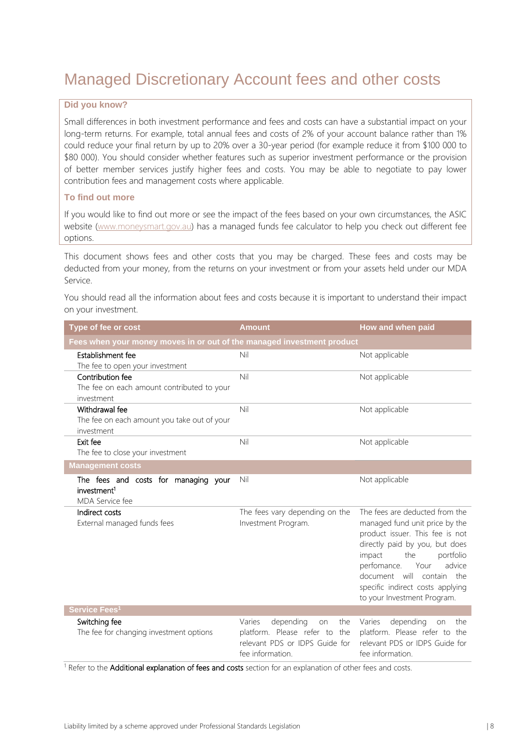# Managed Discretionary Account fees and other costs

**Did you know?**

Small differences in both investment performance and fees and costs can have a substantial impact on your long-term returns. For example, total annual fees and costs of 2% of your account balance rather than 1% could reduce your final return by up to 20% over a 30-year period (for example reduce it from $100 000 to $80 000). You should consider whether features such as superior investment performance or the provision of better member services justify higher fees and costs. You may be able to negotiate to pay lower contribution fees and management costs where applicable.

**To find out more**

If you would like to find out more or see the impact of the fees based on your own circumstances, the ASIC website (www.moneysmart.gov.au) has a managed funds fee calculator to help you check out different fee options.

This document shows fees and other costs that you may be charged. These fees and costs may be deducted from your money, from the returns on your investment or from your assets held under our MDA Service.

You should read all the information about fees and costs because it is important to understand their impact on your investment.

| Type of fee or cost | Amount | How and when paid |
|---|---|---|
| **Fees when your money moves in or out of the managed investment product** | | |
| Establishment fee<br>The fee to open your investment | Nil | Not applicable |
| Contribution fee<br>The fee on each amount contributed to your investment | Nil | Not applicable |
| Withdrawal fee<br>The fee on each amount you take out of your investment | Nil | Not applicable |
| Exit fee<br>The fee to close your investment | Nil | Not applicable |
| **Management costs** | | |
| The fees and costs for managing your investment[1]<br>MDA Service fee | Nil | Not applicable |
| Indirect costs<br>External managed funds fees | The fees vary depending on the Investment Program. | The fees are deducted from the managed fund unit price by the product issuer. This fee is not directly paid by you, but does impact the portfolio perfomance. Your advice document will contain the specific indirect costs applying to your Investment Program. |
| **Service Fees[1]** | | |
| Switching fee<br>The fee for changing investment options | Varies depending on the platform. Please refer to the relevant PDS or IDPS Guide for fee information. | Varies depending on the platform. Please refer to the relevant PDS or IDPS Guide for fee information. |

[1] Refer to the **Additional explanation of fees and costs** section for an explanation of other fees and costs.

Liability limited by a scheme approved under Professional Standards Legislation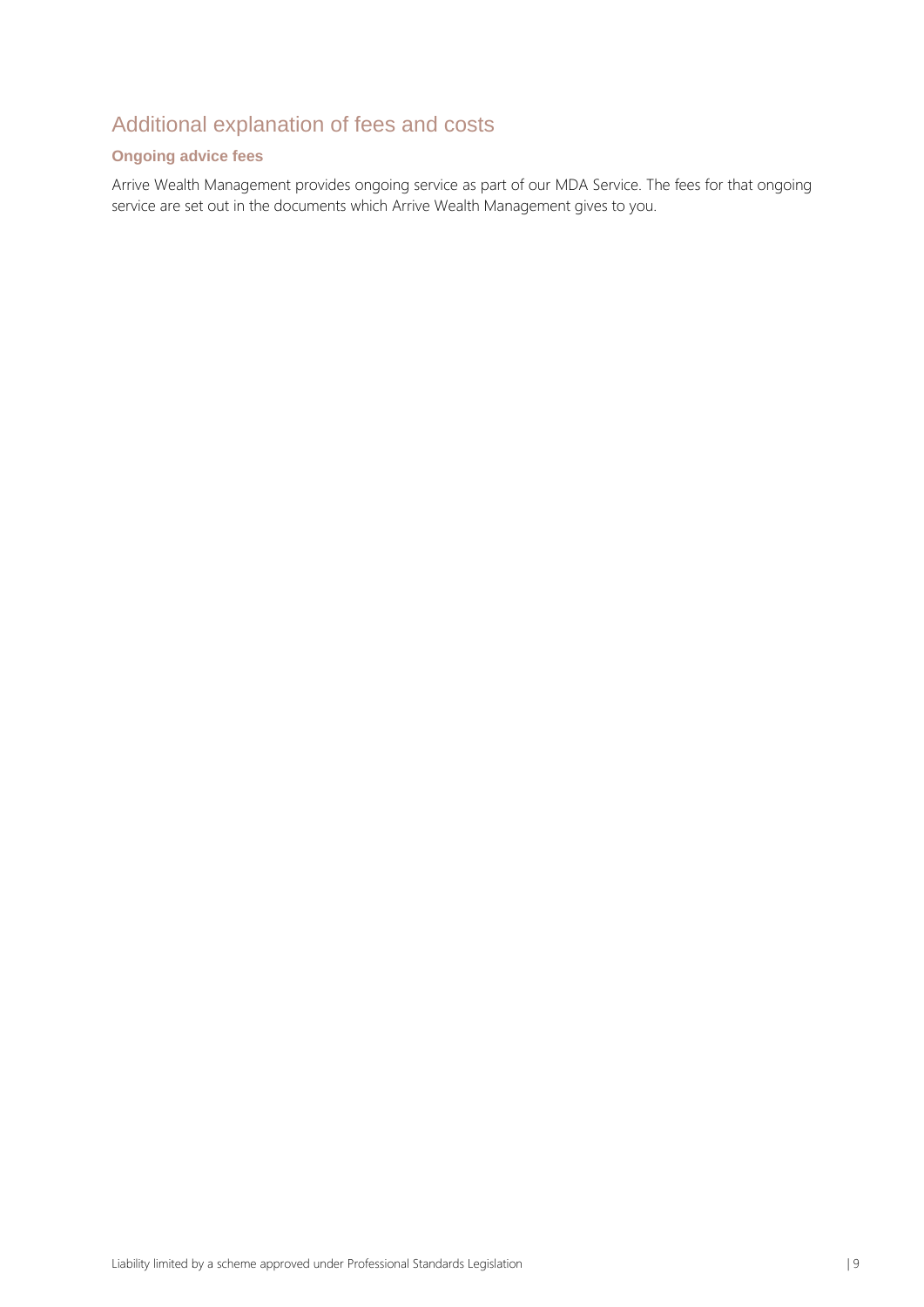## Additional explanation of fees and costs

### Ongoing advice fees

Arrive Wealth Management provides ongoing service as part of our MDA Service. The fees for that ongoing service are set out in the documents which Arrive Wealth Management gives to you.